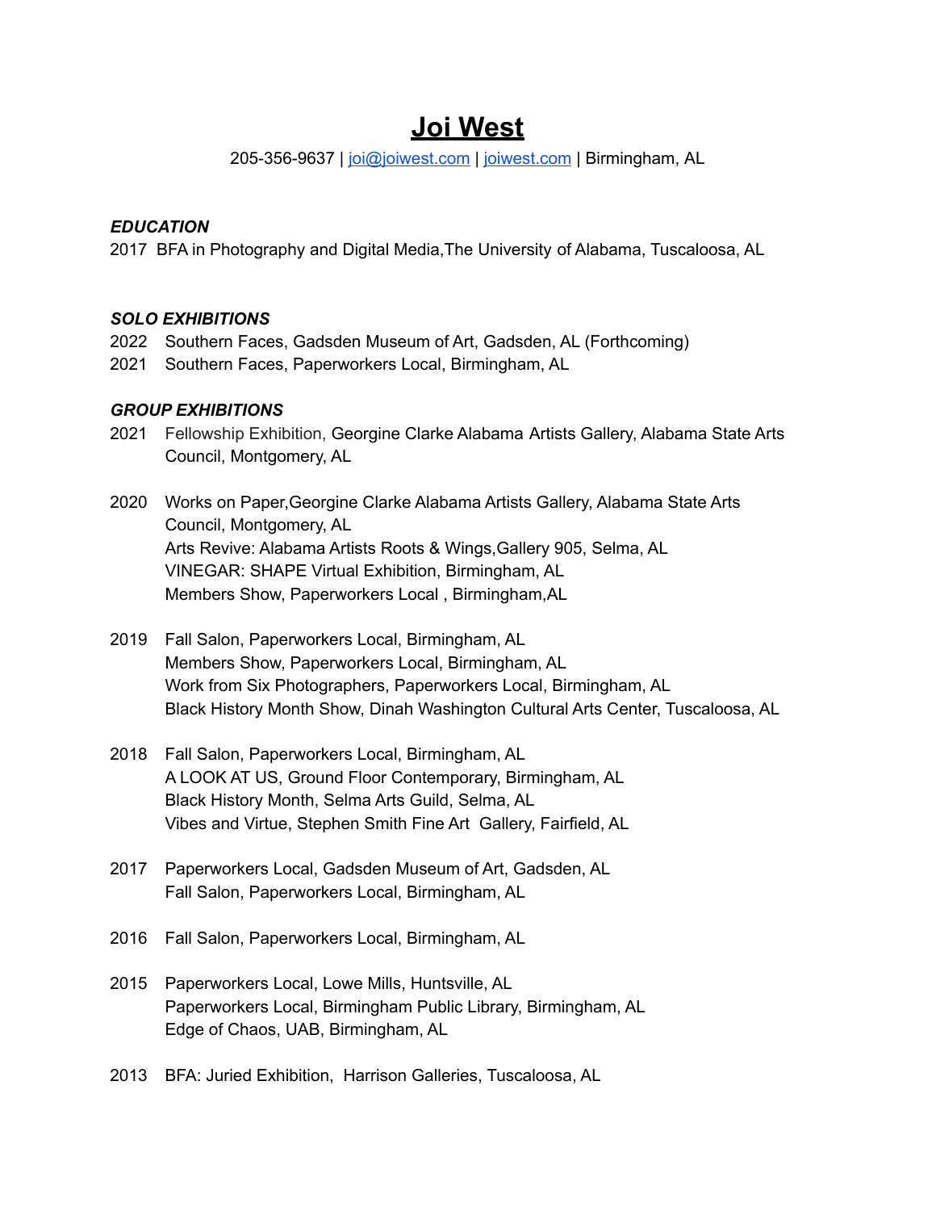# Joi West

205-356-9637 | joi@joiwest.com | joiwest.com | Birmingham, AL

***EDUCATION***

2017 BFA in Photography and Digital Media,The University of Alabama, Tuscaloosa, AL

***SOLO EXHIBITIONS***

2022 Southern Faces, Gadsden Museum of Art, Gadsden, AL (Forthcoming)
2021 Southern Faces, Paperworkers Local, Birmingham, AL

***GROUP EXHIBITIONS***

2021 Fellowship Exhibition, Georgine Clarke Alabama Artists Gallery, Alabama State Arts Council, Montgomery, AL

2020 Works on Paper,Georgine Clarke Alabama Artists Gallery, Alabama State Arts Council, Montgomery, AL
Arts Revive: Alabama Artists Roots & Wings,Gallery 905, Selma, AL
VINEGAR: SHAPE Virtual Exhibition, Birmingham, AL
Members Show, Paperworkers Local , Birmingham,AL

2019 Fall Salon, Paperworkers Local, Birmingham, AL
Members Show, Paperworkers Local, Birmingham, AL
Work from Six Photographers, Paperworkers Local, Birmingham, AL
Black History Month Show, Dinah Washington Cultural Arts Center, Tuscaloosa, AL

2018 Fall Salon, Paperworkers Local, Birmingham, AL
A LOOK AT US, Ground Floor Contemporary, Birmingham, AL
Black History Month, Selma Arts Guild, Selma, AL
Vibes and Virtue, Stephen Smith Fine Art Gallery, Fairfield, AL

2017 Paperworkers Local, Gadsden Museum of Art, Gadsden, AL
Fall Salon, Paperworkers Local, Birmingham, AL

2016 Fall Salon, Paperworkers Local, Birmingham, AL

2015 Paperworkers Local, Lowe Mills, Huntsville, AL
Paperworkers Local, Birmingham Public Library, Birmingham, AL
Edge of Chaos, UAB, Birmingham, AL

2013 BFA: Juried Exhibition, Harrison Galleries, Tuscaloosa, AL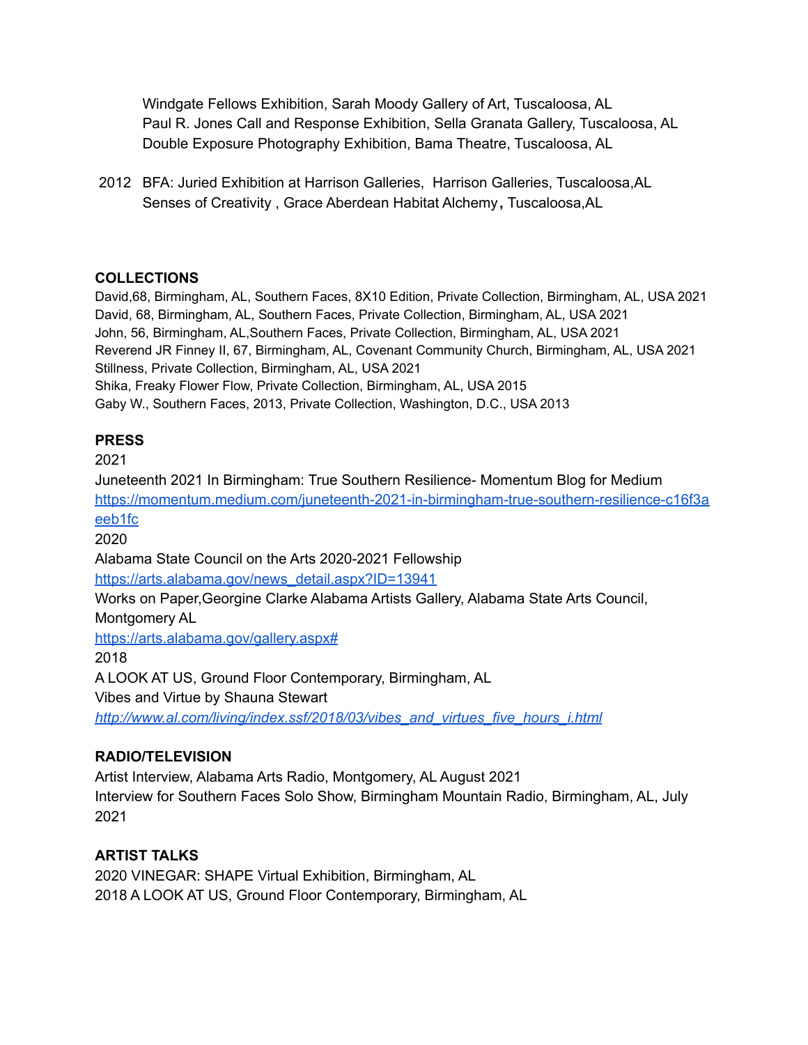Windgate Fellows Exhibition, Sarah Moody Gallery of Art, Tuscaloosa, AL
Paul R. Jones Call and Response Exhibition, Sella Granata Gallery, Tuscaloosa, AL
Double Exposure Photography Exhibition, Bama Theatre, Tuscaloosa, AL

2012 BFA: Juried Exhibition at Harrison Galleries, Harrison Galleries, Tuscaloosa,AL
Senses of Creativity , Grace Aberdean Habitat Alchemy, Tuscaloosa,AL

**COLLECTIONS**

David,68, Birmingham, AL, Southern Faces, 8X10 Edition, Private Collection, Birmingham, AL, USA 2021
David, 68, Birmingham, AL, Southern Faces, Private Collection, Birmingham, AL, USA 2021
John, 56, Birmingham, AL,Southern Faces, Private Collection, Birmingham, AL, USA 2021
Reverend JR Finney II, 67, Birmingham, AL, Covenant Community Church, Birmingham, AL, USA 2021
Stillness, Private Collection, Birmingham, AL, USA 2021
Shika, Freaky Flower Flow, Private Collection, Birmingham, AL, USA 2015
Gaby W., Southern Faces, 2013, Private Collection, Washington, D.C., USA 2013

**PRESS**

2021
Juneteenth 2021 In Birmingham: True Southern Resilience- Momentum Blog for Medium
https://momentum.medium.com/juneteenth-2021-in-birmingham-true-southern-resilience-c16f3aeeb1fc
2020
Alabama State Council on the Arts 2020-2021 Fellowship
https://arts.alabama.gov/news_detail.aspx?ID=13941
Works on Paper,Georgine Clarke Alabama Artists Gallery, Alabama State Arts Council, Montgomery AL
https://arts.alabama.gov/gallery.aspx#
2018
A LOOK AT US, Ground Floor Contemporary, Birmingham, AL
Vibes and Virtue by Shauna Stewart
*http://www.al.com/living/index.ssf/2018/03/vibes_and_virtues_five_hours_i.html*

**RADIO/TELEVISION**

Artist Interview, Alabama Arts Radio, Montgomery, AL August 2021
Interview for Southern Faces Solo Show, Birmingham Mountain Radio, Birmingham, AL, July 2021

**ARTIST TALKS**

2020 VINEGAR: SHAPE Virtual Exhibition, Birmingham, AL
2018 A LOOK AT US, Ground Floor Contemporary, Birmingham, AL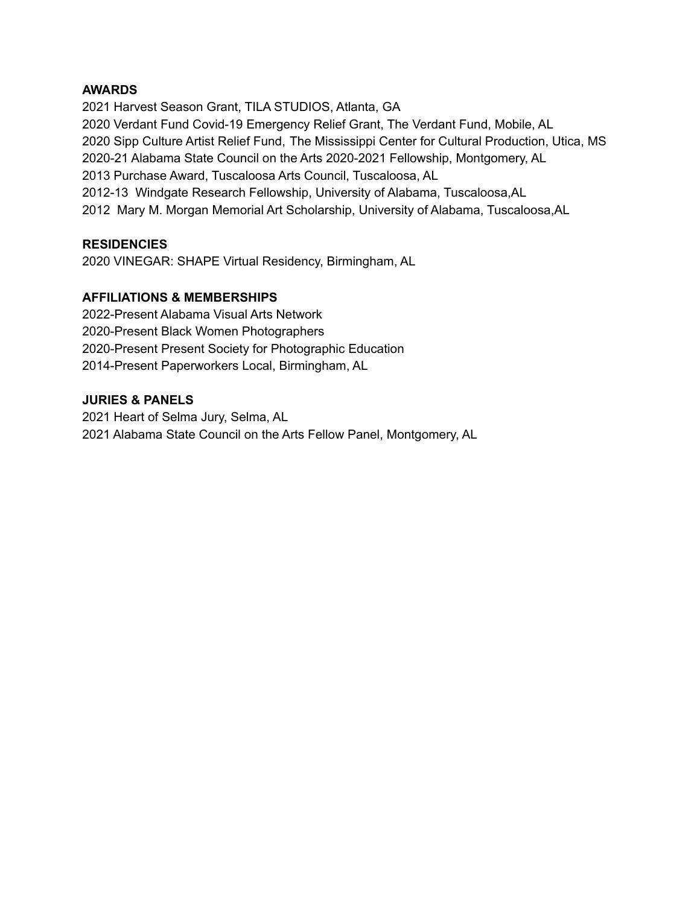**AWARDS**

2021 Harvest Season Grant, TILA STUDIOS, Atlanta, GA

2020 Verdant Fund Covid-19 Emergency Relief Grant, The Verdant Fund, Mobile, AL

2020 Sipp Culture Artist Relief Fund, The Mississippi Center for Cultural Production, Utica, MS

2020-21 Alabama State Council on the Arts 2020-2021 Fellowship, Montgomery, AL

2013 Purchase Award, Tuscaloosa Arts Council, Tuscaloosa, AL

2012-13 Windgate Research Fellowship, University of Alabama, Tuscaloosa,AL

2012 Mary M. Morgan Memorial Art Scholarship, University of Alabama, Tuscaloosa,AL

**RESIDENCIES**

2020 VINEGAR: SHAPE Virtual Residency, Birmingham, AL

**AFFILIATIONS & MEMBERSHIPS**

2022-Present Alabama Visual Arts Network

2020-Present Black Women Photographers

2020-Present Present Society for Photographic Education

2014-Present Paperworkers Local, Birmingham, AL

**JURIES & PANELS**

2021 Heart of Selma Jury, Selma, AL

2021 Alabama State Council on the Arts Fellow Panel, Montgomery, AL